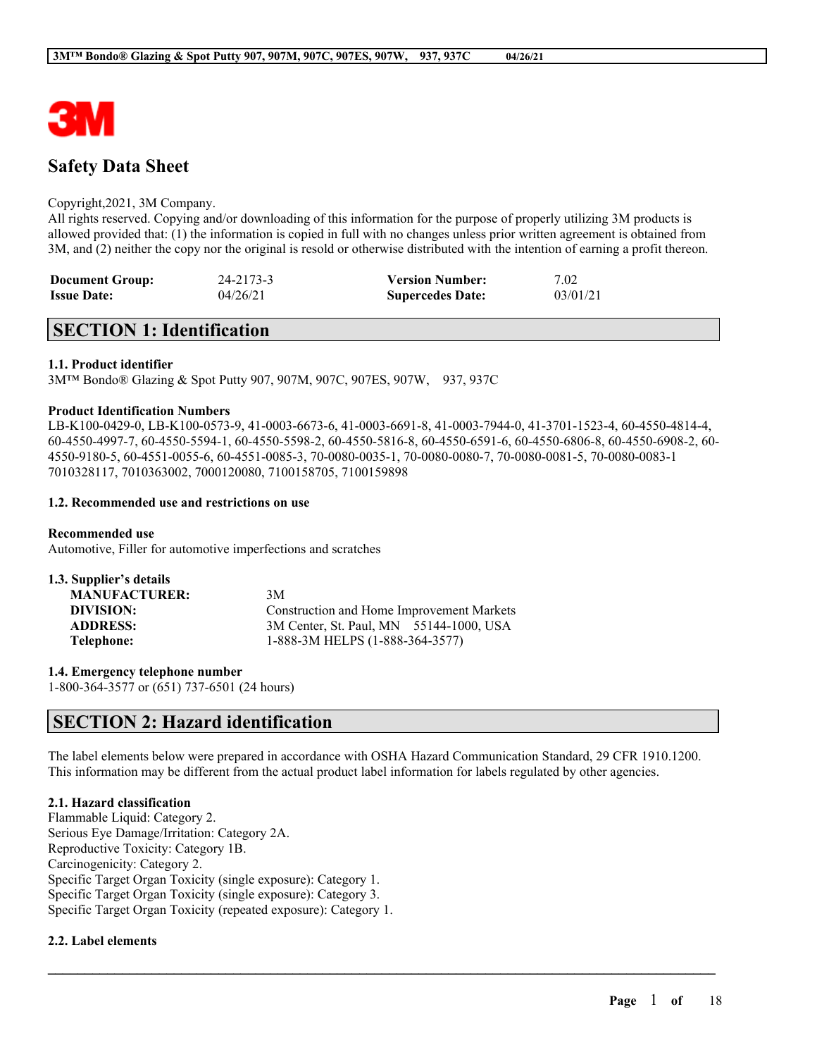# Safety Data Sheet

Copyright,2021, 3M Company.
All rights reserved. Copying and/or downloading of this information for the purpose of properly utilizing 3M products is allowed provided that: (1) the information is copied in full with no changes unless prior written agreement is obtained from 3M, and (2) neither the copy nor the original is resold or otherwise distributed with the intention of earning a profit thereon.

| | | | |
|---|---|---|---|
| **Document Group:** | 24-2173-3 | **Version Number:** | 7.02 |
| **Issue Date:** | 04/26/21 | **Supercedes Date:** | 03/01/21 |

## SECTION 1: Identification

### 1.1. Product identifier

3M™ Bondo® Glazing & Spot Putty 907, 907M, 907C, 907ES, 907W, 937, 937C

**Product Identification Numbers**

LB-K100-0429-0, LB-K100-0573-9, 41-0003-6673-6, 41-0003-6691-8, 41-0003-7944-0, 41-3701-1523-4, 60-4550-4814-4, 60-4550-4997-7, 60-4550-5594-1, 60-4550-5598-2, 60-4550-5816-8, 60-4550-6591-6, 60-4550-6806-8, 60-4550-6908-2, 60-4550-9180-5, 60-4551-0055-6, 60-4551-0085-3, 70-0080-0035-1, 70-0080-0080-7, 70-0080-0081-5, 70-0080-0083-1 7010328117, 7010363002, 7000120080, 7100158705, 7100159898

### 1.2. Recommended use and restrictions on use

**Recommended use**

Automotive, Filler for automotive imperfections and scratches

### 1.3. Supplier's details

| | |
|---|---|
| **MANUFACTURER:** | 3M |
| **DIVISION:** | Construction and Home Improvement Markets |
| **ADDRESS:** | 3M Center, St. Paul, MN 55144-1000, USA |
| **Telephone:** | 1-888-3M HELPS (1-888-364-3577) |

### 1.4. Emergency telephone number

1-800-364-3577 or (651) 737-6501 (24 hours)

## SECTION 2: Hazard identification

The label elements below were prepared in accordance with OSHA Hazard Communication Standard, 29 CFR 1910.1200. This information may be different from the actual product label information for labels regulated by other agencies.

### 2.1. Hazard classification

Flammable Liquid: Category 2.
Serious Eye Damage/Irritation: Category 2A.
Reproductive Toxicity: Category 1B.
Carcinogenicity: Category 2.
Specific Target Organ Toxicity (single exposure): Category 1.
Specific Target Organ Toxicity (single exposure): Category 3.
Specific Target Organ Toxicity (repeated exposure): Category 1.

### 2.2. Label elements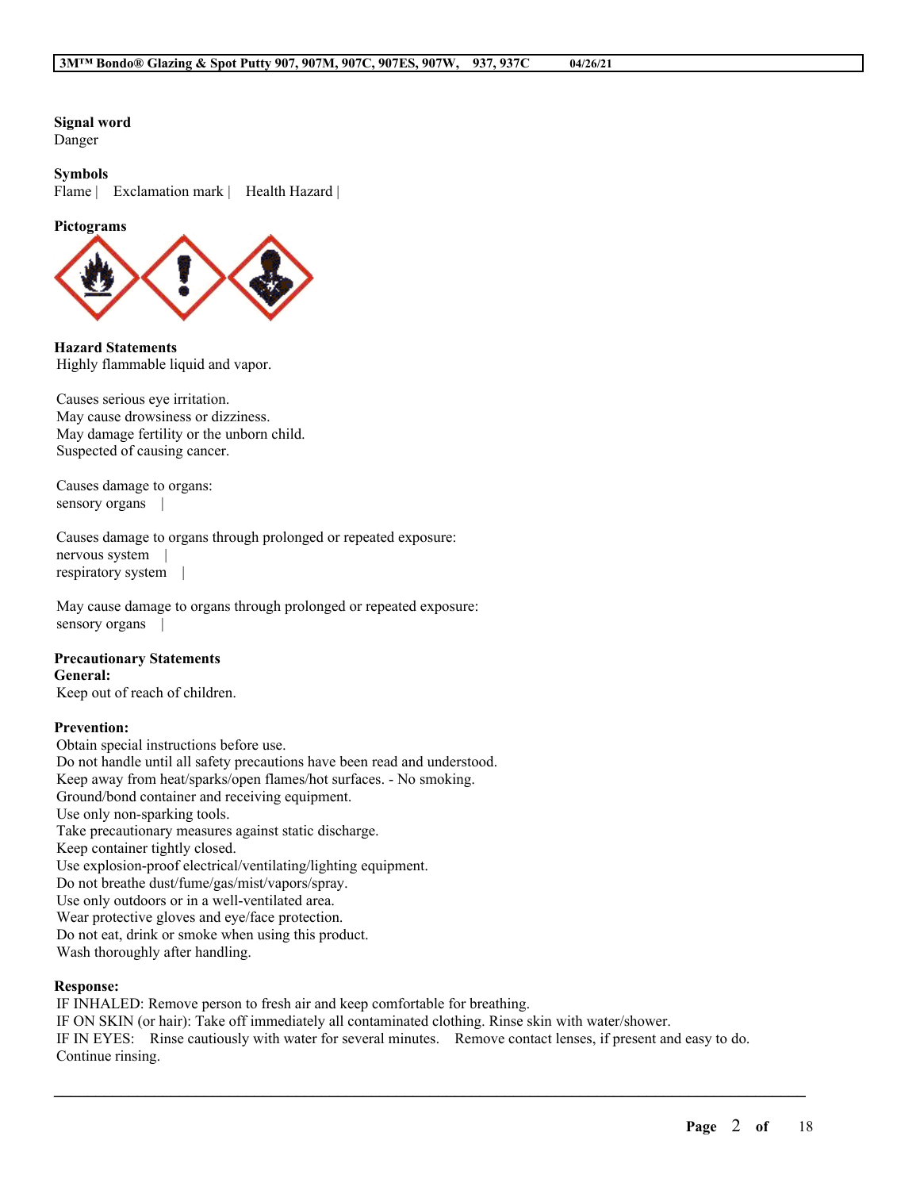**Signal word**

Danger

**Symbols**

Flame | Exclamation mark | Health Hazard |

**Pictograms**

**Hazard Statements**

Highly flammable liquid and vapor.

Causes serious eye irritation.
May cause drowsiness or dizziness.
May damage fertility or the unborn child.
Suspected of causing cancer.

Causes damage to organs:
sensory organs |

Causes damage to organs through prolonged or repeated exposure:
nervous system |
respiratory system |

May cause damage to organs through prolonged or repeated exposure:
sensory organs |

**Precautionary Statements**

**General:**

Keep out of reach of children.

**Prevention:**

Obtain special instructions before use.
Do not handle until all safety precautions have been read and understood.
Keep away from heat/sparks/open flames/hot surfaces. - No smoking.
Ground/bond container and receiving equipment.
Use only non-sparking tools.
Take precautionary measures against static discharge.
Keep container tightly closed.
Use explosion-proof electrical/ventilating/lighting equipment.
Do not breathe dust/fume/gas/mist/vapors/spray.
Use only outdoors or in a well-ventilated area.
Wear protective gloves and eye/face protection.
Do not eat, drink or smoke when using this product.
Wash thoroughly after handling.

**Response:**

IF INHALED: Remove person to fresh air and keep comfortable for breathing.
IF ON SKIN (or hair): Take off immediately all contaminated clothing. Rinse skin with water/shower.
IF IN EYES: Rinse cautiously with water for several minutes. Remove contact lenses, if present and easy to do. Continue rinsing.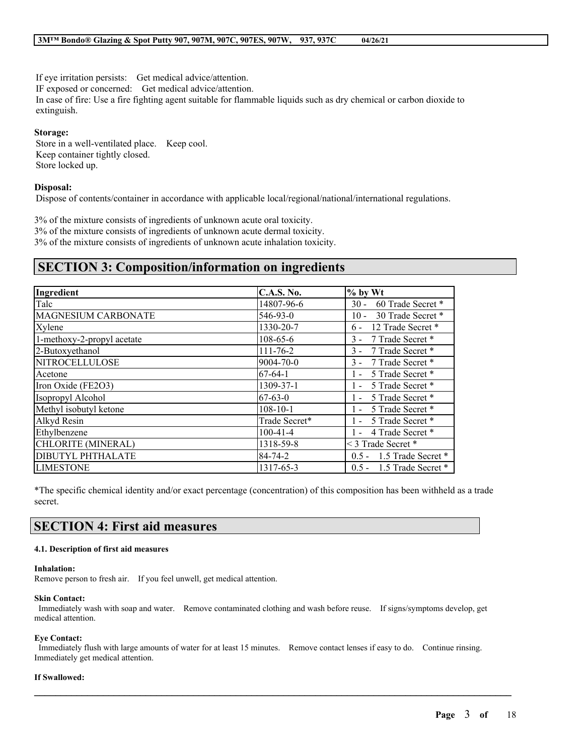If eye irritation persists: Get medical advice/attention.
IF exposed or concerned: Get medical advice/attention.
In case of fire: Use a fire fighting agent suitable for flammable liquids such as dry chemical or carbon dioxide to extinguish.

**Storage:**
Store in a well-ventilated place. Keep cool.
Keep container tightly closed.
Store locked up.

**Disposal:**
Dispose of contents/container in accordance with applicable local/regional/national/international regulations.

3% of the mixture consists of ingredients of unknown acute oral toxicity.
3% of the mixture consists of ingredients of unknown acute dermal toxicity.
3% of the mixture consists of ingredients of unknown acute inhalation toxicity.

## SECTION 3: Composition/information on ingredients

| Ingredient | C.A.S. No. | % by Wt |
|---|---|---|
| Talc | 14807-96-6 | 30 - 60 Trade Secret * |
| MAGNESIUM CARBONATE | 546-93-0 | 10 - 30 Trade Secret * |
| Xylene | 1330-20-7 | 6 - 12 Trade Secret * |
| 1-methoxy-2-propyl acetate | 108-65-6 | 3 - 7 Trade Secret * |
| 2-Butoxyethanol | 111-76-2 | 3 - 7 Trade Secret * |
| NITROCELLULOSE | 9004-70-0 | 3 - 7 Trade Secret * |
| Acetone | 67-64-1 | 1 - 5 Trade Secret * |
| Iron Oxide (FE2O3) | 1309-37-1 | 1 - 5 Trade Secret * |
| Isopropyl Alcohol | 67-63-0 | 1 - 5 Trade Secret * |
| Methyl isobutyl ketone | 108-10-1 | 1 - 5 Trade Secret * |
| Alkyd Resin | Trade Secret* | 1 - 5 Trade Secret * |
| Ethylbenzene | 100-41-4 | 1 - 4 Trade Secret * |
| CHLORITE (MINERAL) | 1318-59-8 | < 3 Trade Secret * |
| DIBUTYL PHTHALATE | 84-74-2 | 0.5 - 1.5 Trade Secret * |
| LIMESTONE | 1317-65-3 | 0.5 - 1.5 Trade Secret * |

*The specific chemical identity and/or exact percentage (concentration) of this composition has been withheld as a trade secret.

## SECTION 4: First aid measures

#### 4.1. Description of first aid measures

**Inhalation:**
Remove person to fresh air. If you feel unwell, get medical attention.

**Skin Contact:**
Immediately wash with soap and water. Remove contaminated clothing and wash before reuse. If signs/symptoms develop, get medical attention.

**Eye Contact:**
Immediately flush with large amounts of water for at least 15 minutes. Remove contact lenses if easy to do. Continue rinsing. Immediately get medical attention.

**If Swallowed:**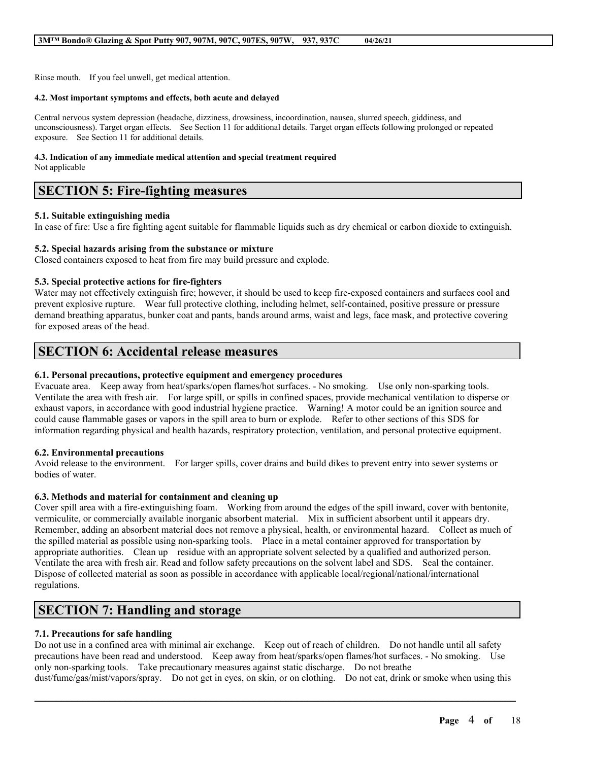Rinse mouth. If you feel unwell, get medical attention.

#### 4.2. Most important symptoms and effects, both acute and delayed

Central nervous system depression (headache, dizziness, drowsiness, incoordination, nausea, slurred speech, giddiness, and unconsciousness). Target organ effects. See Section 11 for additional details. Target organ effects following prolonged or repeated exposure. See Section 11 for additional details.

#### 4.3. Indication of any immediate medical attention and special treatment required

Not applicable

## SECTION 5: Fire-fighting measures

### 5.1. Suitable extinguishing media

In case of fire: Use a fire fighting agent suitable for flammable liquids such as dry chemical or carbon dioxide to extinguish.

### 5.2. Special hazards arising from the substance or mixture

Closed containers exposed to heat from fire may build pressure and explode.

### 5.3. Special protective actions for fire-fighters

Water may not effectively extinguish fire; however, it should be used to keep fire-exposed containers and surfaces cool and prevent explosive rupture. Wear full protective clothing, including helmet, self-contained, positive pressure or pressure demand breathing apparatus, bunker coat and pants, bands around arms, waist and legs, face mask, and protective covering for exposed areas of the head.

## SECTION 6: Accidental release measures

### 6.1. Personal precautions, protective equipment and emergency procedures

Evacuate area. Keep away from heat/sparks/open flames/hot surfaces. - No smoking. Use only non-sparking tools. Ventilate the area with fresh air. For large spill, or spills in confined spaces, provide mechanical ventilation to disperse or exhaust vapors, in accordance with good industrial hygiene practice. Warning! A motor could be an ignition source and could cause flammable gases or vapors in the spill area to burn or explode. Refer to other sections of this SDS for information regarding physical and health hazards, respiratory protection, ventilation, and personal protective equipment.

### 6.2. Environmental precautions

Avoid release to the environment. For larger spills, cover drains and build dikes to prevent entry into sewer systems or bodies of water.

### 6.3. Methods and material for containment and cleaning up

Cover spill area with a fire-extinguishing foam. Working from around the edges of the spill inward, cover with bentonite, vermiculite, or commercially available inorganic absorbent material. Mix in sufficient absorbent until it appears dry. Remember, adding an absorbent material does not remove a physical, health, or environmental hazard. Collect as much of the spilled material as possible using non-sparking tools. Place in a metal container approved for transportation by appropriate authorities. Clean up residue with an appropriate solvent selected by a qualified and authorized person. Ventilate the area with fresh air. Read and follow safety precautions on the solvent label and SDS. Seal the container. Dispose of collected material as soon as possible in accordance with applicable local/regional/national/international regulations.

## SECTION 7: Handling and storage

### 7.1. Precautions for safe handling

Do not use in a confined area with minimal air exchange. Keep out of reach of children. Do not handle until all safety precautions have been read and understood. Keep away from heat/sparks/open flames/hot surfaces. - No smoking. Use only non-sparking tools. Take precautionary measures against static discharge. Do not breathe dust/fume/gas/mist/vapors/spray. Do not get in eyes, on skin, or on clothing. Do not eat, drink or smoke when using this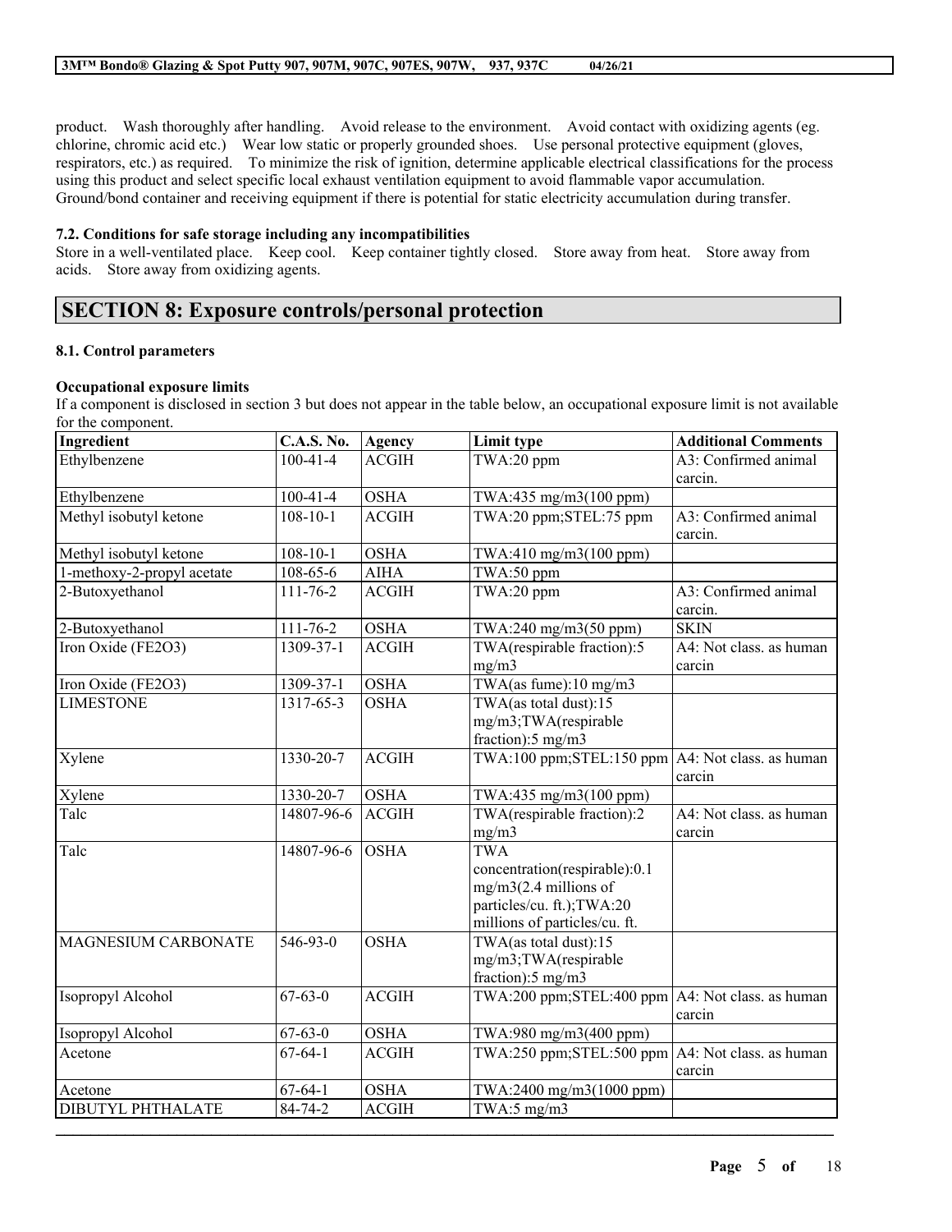product. Wash thoroughly after handling. Avoid release to the environment. Avoid contact with oxidizing agents (eg. chlorine, chromic acid etc.) Wear low static or properly grounded shoes. Use personal protective equipment (gloves, respirators, etc.) as required. To minimize the risk of ignition, determine applicable electrical classifications for the process using this product and select specific local exhaust ventilation equipment to avoid flammable vapor accumulation. Ground/bond container and receiving equipment if there is potential for static electricity accumulation during transfer.

### 7.2. Conditions for safe storage including any incompatibilities

Store in a well-ventilated place. Keep cool. Keep container tightly closed. Store away from heat. Store away from acids. Store away from oxidizing agents.

## SECTION 8: Exposure controls/personal protection

### 8.1. Control parameters

**Occupational exposure limits**

If a component is disclosed in section 3 but does not appear in the table below, an occupational exposure limit is not available for the component.

| Ingredient | C.A.S. No. | Agency | Limit type | Additional Comments |
|---|---|---|---|---|
| Ethylbenzene | 100-41-4 | ACGIH | TWA:20 ppm | A3: Confirmed animal carcin. |
| Ethylbenzene | 100-41-4 | OSHA | TWA:435 mg/m3(100 ppm) | |
| Methyl isobutyl ketone | 108-10-1 | ACGIH | TWA:20 ppm;STEL:75 ppm | A3: Confirmed animal carcin. |
| Methyl isobutyl ketone | 108-10-1 | OSHA | TWA:410 mg/m3(100 ppm) | |
| 1-methoxy-2-propyl acetate | 108-65-6 | AIHA | TWA:50 ppm | |
| 2-Butoxyethanol | 111-76-2 | ACGIH | TWA:20 ppm | A3: Confirmed animal carcin. |
| 2-Butoxyethanol | 111-76-2 | OSHA | TWA:240 mg/m3(50 ppm) | SKIN |
| Iron Oxide (FE2O3) | 1309-37-1 | ACGIH | TWA(respirable fraction):5 mg/m3 | A4: Not class. as human carcin |
| Iron Oxide (FE2O3) | 1309-37-1 | OSHA | TWA(as fume):10 mg/m3 | |
| LIMESTONE | 1317-65-3 | OSHA | TWA(as total dust):15 mg/m3;TWA(respirable fraction):5 mg/m3 | |
| Xylene | 1330-20-7 | ACGIH | TWA:100 ppm;STEL:150 ppm | A4: Not class. as human carcin |
| Xylene | 1330-20-7 | OSHA | TWA:435 mg/m3(100 ppm) | |
| Talc | 14807-96-6 | ACGIH | TWA(respirable fraction):2 mg/m3 | A4: Not class. as human carcin |
| Talc | 14807-96-6 | OSHA | TWA concentration(respirable):0.1 mg/m3(2.4 millions of particles/cu. ft.);TWA:20 millions of particles/cu. ft. | |
| MAGNESIUM CARBONATE | 546-93-0 | OSHA | TWA(as total dust):15 mg/m3;TWA(respirable fraction):5 mg/m3 | |
| Isopropyl Alcohol | 67-63-0 | ACGIH | TWA:200 ppm;STEL:400 ppm | A4: Not class. as human carcin |
| Isopropyl Alcohol | 67-63-0 | OSHA | TWA:980 mg/m3(400 ppm) | |
| Acetone | 67-64-1 | ACGIH | TWA:250 ppm;STEL:500 ppm | A4: Not class. as human carcin |
| Acetone | 67-64-1 | OSHA | TWA:2400 mg/m3(1000 ppm) | |
| DIBUTYL PHTHALATE | 84-74-2 | ACGIH | TWA:5 mg/m3 | |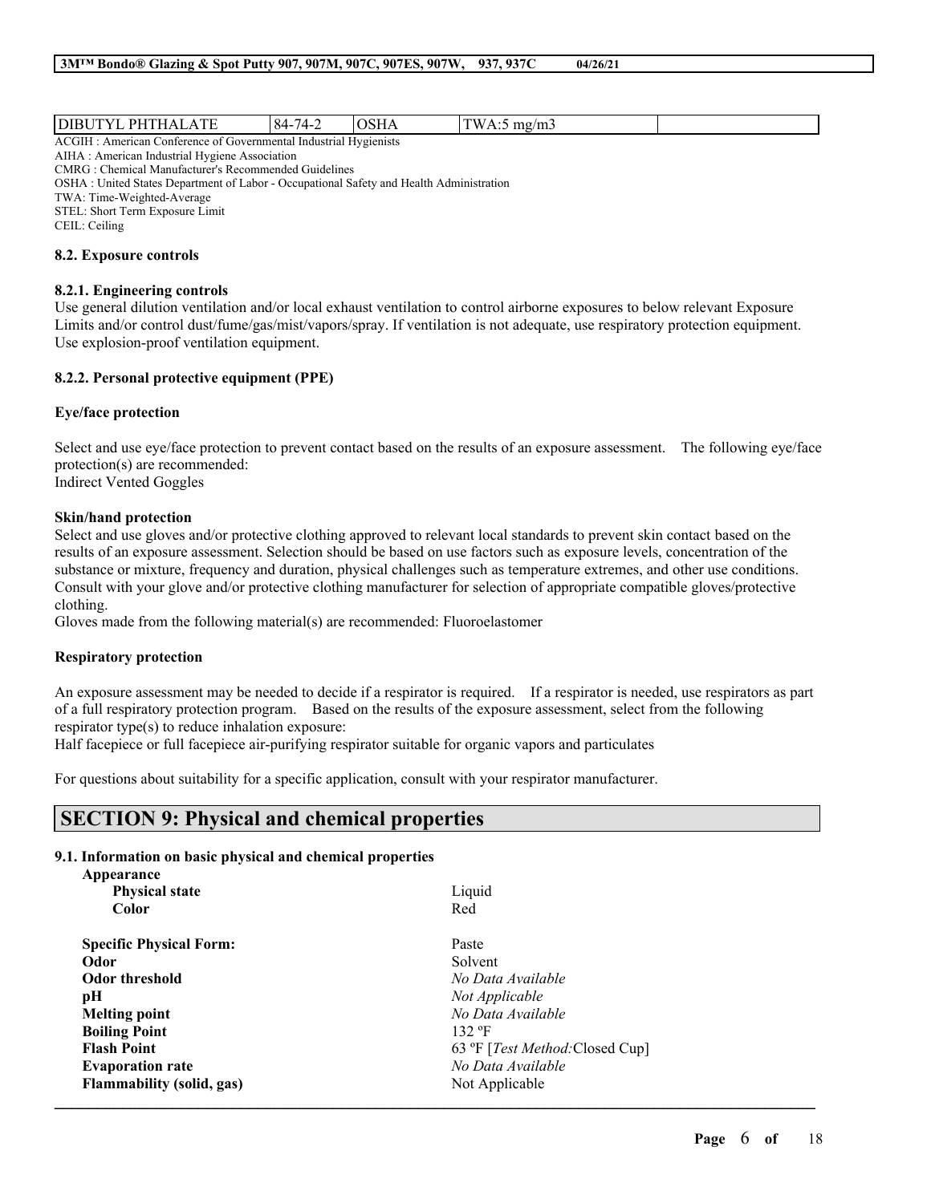| DIBUTYL PHTHALATE | 84-74-2 | OSHA | TWA:5 mg/m3 | |
|---|---|---|---|---|

ACGIH : American Conference of Governmental Industrial Hygienists
AIHA : American Industrial Hygiene Association
CMRG : Chemical Manufacturer's Recommended Guidelines
OSHA : United States Department of Labor - Occupational Safety and Health Administration
TWA: Time-Weighted-Average
STEL: Short Term Exposure Limit
CEIL: Ceiling

### 8.2. Exposure controls

#### 8.2.1. Engineering controls

Use general dilution ventilation and/or local exhaust ventilation to control airborne exposures to below relevant Exposure Limits and/or control dust/fume/gas/mist/vapors/spray. If ventilation is not adequate, use respiratory protection equipment. Use explosion-proof ventilation equipment.

#### 8.2.2. Personal protective equipment (PPE)

**Eye/face protection**

Select and use eye/face protection to prevent contact based on the results of an exposure assessment. The following eye/face protection(s) are recommended:
Indirect Vented Goggles

**Skin/hand protection**

Select and use gloves and/or protective clothing approved to relevant local standards to prevent skin contact based on the results of an exposure assessment. Selection should be based on use factors such as exposure levels, concentration of the substance or mixture, frequency and duration, physical challenges such as temperature extremes, and other use conditions. Consult with your glove and/or protective clothing manufacturer for selection of appropriate compatible gloves/protective clothing.
Gloves made from the following material(s) are recommended: Fluoroelastomer

**Respiratory protection**

An exposure assessment may be needed to decide if a respirator is required. If a respirator is needed, use respirators as part of a full respiratory protection program. Based on the results of the exposure assessment, select from the following respirator type(s) to reduce inhalation exposure:
Half facepiece or full facepiece air-purifying respirator suitable for organic vapors and particulates

For questions about suitability for a specific application, consult with your respirator manufacturer.

## SECTION 9: Physical and chemical properties

### 9.1. Information on basic physical and chemical properties

**Appearance**

| | |
|---|---|
| **Physical state** | Liquid |
| **Color** | Red |
| **Specific Physical Form:** | Paste |
| **Odor** | Solvent |
| **Odor threshold** | *No Data Available* |
| **pH** | *Not Applicable* |
| **Melting point** | *No Data Available* |
| **Boiling Point** | 132 ºF |
| **Flash Point** | 63 ºF [*Test Method:*Closed Cup] |
| **Evaporation rate** | *No Data Available* |
| **Flammability (solid, gas)** | Not Applicable |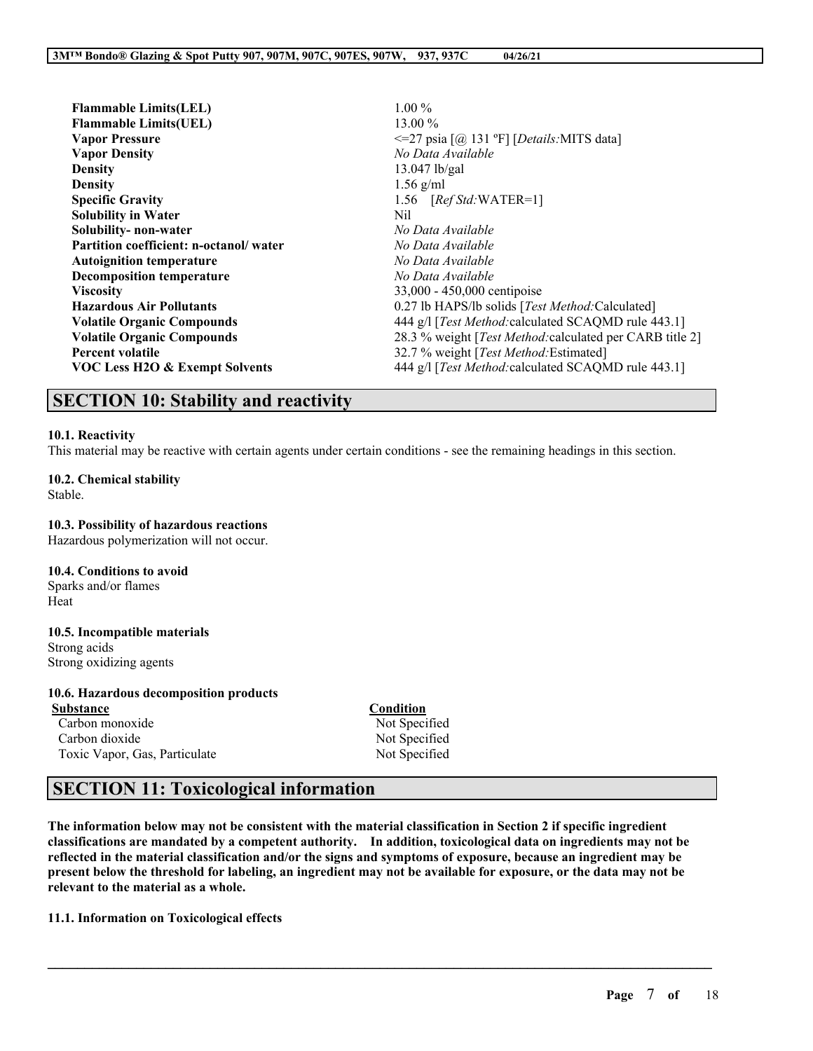| | |
|---|---|
| **Flammable Limits(LEL)** | 1.00 % |
| **Flammable Limits(UEL)** | 13.00 % |
| **Vapor Pressure** | <=27 psia [@ 131 ºF] [*Details:*MITS data] |
| **Vapor Density** | *No Data Available* |
| **Density** | 13.047 lb/gal |
| **Density** | 1.56 g/ml |
| **Specific Gravity** | 1.56 [*Ref Std:*WATER=1] |
| **Solubility in Water** | Nil |
| **Solubility- non-water** | *No Data Available* |
| **Partition coefficient: n-octanol/ water** | *No Data Available* |
| **Autoignition temperature** | *No Data Available* |
| **Decomposition temperature** | *No Data Available* |
| **Viscosity** | 33,000 - 450,000 centipoise |
| **Hazardous Air Pollutants** | 0.27 lb HAPS/lb solids [*Test Method:*Calculated] |
| **Volatile Organic Compounds** | 444 g/l [*Test Method:*calculated SCAQMD rule 443.1] |
| **Volatile Organic Compounds** | 28.3 % weight [*Test Method:*calculated per CARB title 2] |
| **Percent volatile** | 32.7 % weight [*Test Method:*Estimated] |
| **VOC Less H2O & Exempt Solvents** | 444 g/l [*Test Method:*calculated SCAQMD rule 443.1] |

## SECTION 10: Stability and reactivity

### 10.1. Reactivity
This material may be reactive with certain agents under certain conditions - see the remaining headings in this section.

### 10.2. Chemical stability
Stable.

### 10.3. Possibility of hazardous reactions
Hazardous polymerization will not occur.

### 10.4. Conditions to avoid
Sparks and/or flames
Heat

### 10.5. Incompatible materials
Strong acids
Strong oxidizing agents

### 10.6. Hazardous decomposition products

| Substance | Condition |
|---|---|
| Carbon monoxide | Not Specified |
| Carbon dioxide | Not Specified |
| Toxic Vapor, Gas, Particulate | Not Specified |

## SECTION 11: Toxicological information

**The information below may not be consistent with the material classification in Section 2 if specific ingredient classifications are mandated by a competent authority. In addition, toxicological data on ingredients may not be reflected in the material classification and/or the signs and symptoms of exposure, because an ingredient may be present below the threshold for labeling, an ingredient may not be available for exposure, or the data may not be relevant to the material as a whole.**

### 11.1. Information on Toxicological effects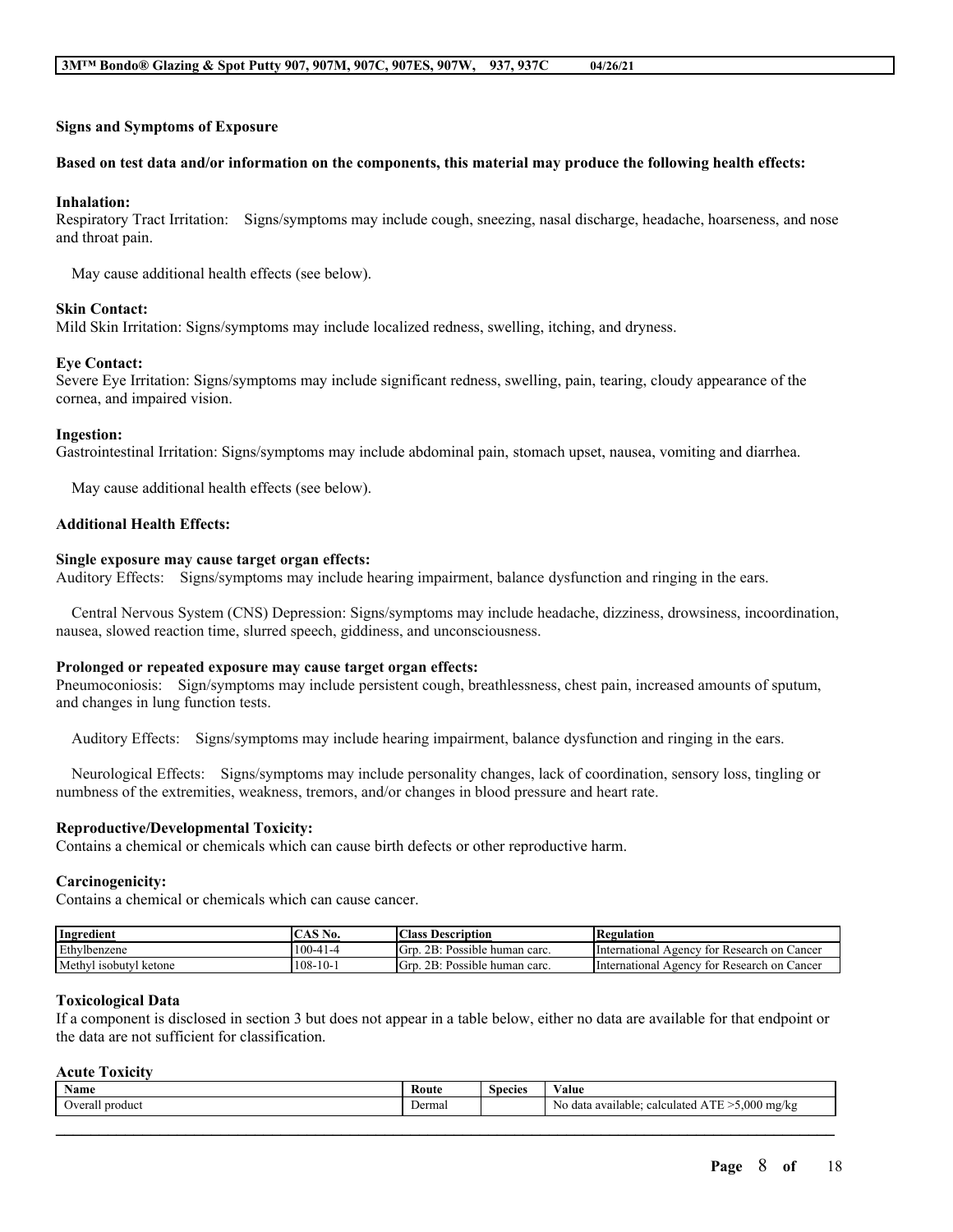### Signs and Symptoms of Exposure

**Based on test data and/or information on the components, this material may produce the following health effects:**

**Inhalation:**
Respiratory Tract Irritation: Signs/symptoms may include cough, sneezing, nasal discharge, headache, hoarseness, and nose and throat pain.

May cause additional health effects (see below).

**Skin Contact:**
Mild Skin Irritation: Signs/symptoms may include localized redness, swelling, itching, and dryness.

**Eye Contact:**
Severe Eye Irritation: Signs/symptoms may include significant redness, swelling, pain, tearing, cloudy appearance of the cornea, and impaired vision.

**Ingestion:**
Gastrointestinal Irritation: Signs/symptoms may include abdominal pain, stomach upset, nausea, vomiting and diarrhea.

May cause additional health effects (see below).

**Additional Health Effects:**

**Single exposure may cause target organ effects:**
Auditory Effects: Signs/symptoms may include hearing impairment, balance dysfunction and ringing in the ears.

Central Nervous System (CNS) Depression: Signs/symptoms may include headache, dizziness, drowsiness, incoordination, nausea, slowed reaction time, slurred speech, giddiness, and unconsciousness.

**Prolonged or repeated exposure may cause target organ effects:**
Pneumoconiosis: Sign/symptoms may include persistent cough, breathlessness, chest pain, increased amounts of sputum, and changes in lung function tests.

Auditory Effects: Signs/symptoms may include hearing impairment, balance dysfunction and ringing in the ears.

Neurological Effects: Signs/symptoms may include personality changes, lack of coordination, sensory loss, tingling or numbness of the extremities, weakness, tremors, and/or changes in blood pressure and heart rate.

**Reproductive/Developmental Toxicity:**
Contains a chemical or chemicals which can cause birth defects or other reproductive harm.

**Carcinogenicity:**
Contains a chemical or chemicals which can cause cancer.

| Ingredient | CAS No. | Class Description | Regulation |
|---|---|---|---|
| Ethylbenzene | 100-41-4 | Grp. 2B: Possible human carc. | International Agency for Research on Cancer |
| Methyl isobutyl ketone | 108-10-1 | Grp. 2B: Possible human carc. | International Agency for Research on Cancer |

### Toxicological Data

If a component is disclosed in section 3 but does not appear in a table below, either no data are available for that endpoint or the data are not sufficient for classification.

**Acute Toxicity**

| Name | Route | Species | Value |
|---|---|---|---|
| Overall product | Dermal | | No data available; calculated ATE >5,000 mg/kg |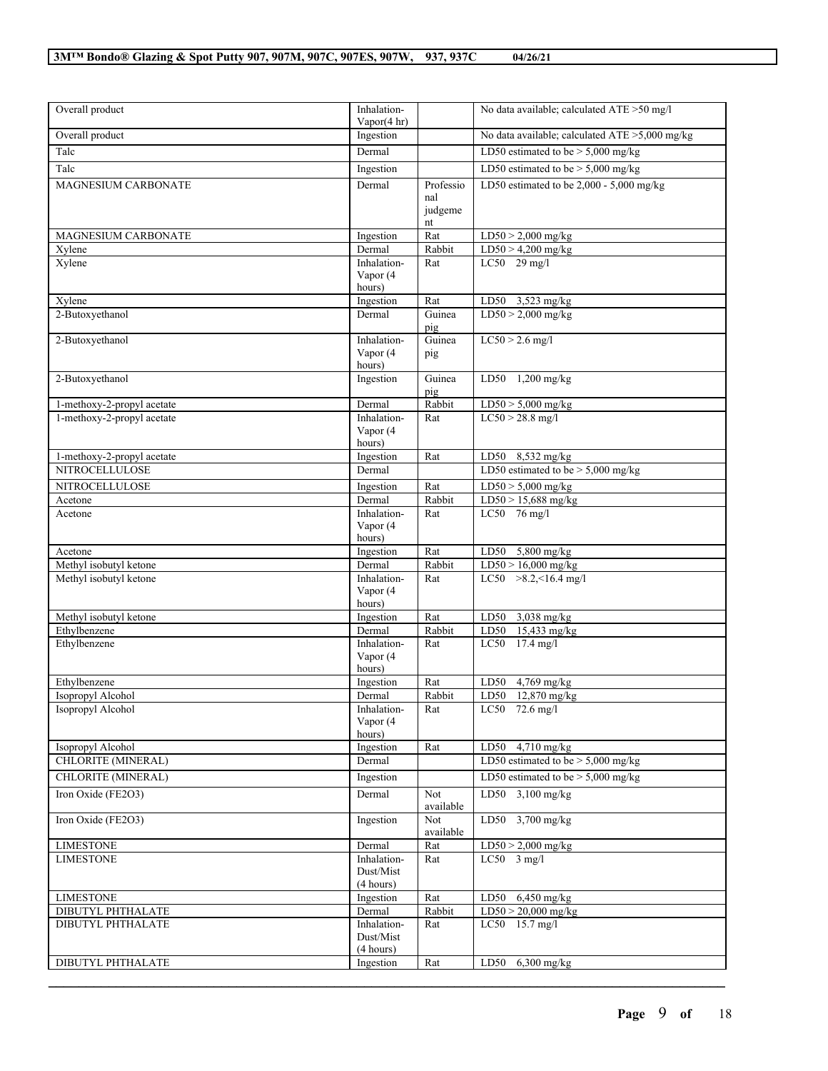| | | | |
|---|---|---|---|
| Overall product | Inhalation-Vapor(4 hr) | | No data available; calculated ATE >50 mg/l |
| Overall product | Ingestion | | No data available; calculated ATE >5,000 mg/kg |
| Talc | Dermal | | LD50 estimated to be > 5,000 mg/kg |
| Talc | Ingestion | | LD50 estimated to be > 5,000 mg/kg |
| MAGNESIUM CARBONATE | Dermal | Professional judgement | LD50 estimated to be 2,000 - 5,000 mg/kg |
| MAGNESIUM CARBONATE | Ingestion | Rat | LD50 > 2,000 mg/kg |
| Xylene | Dermal | Rabbit | LD50 > 4,200 mg/kg |
| Xylene | Inhalation-Vapor (4 hours) | Rat | LC50 29 mg/l |
| Xylene | Ingestion | Rat | LD50 3,523 mg/kg |
| 2-Butoxyethanol | Dermal | Guinea pig | LD50 > 2,000 mg/kg |
| 2-Butoxyethanol | Inhalation-Vapor (4 hours) | Guinea pig | LC50 > 2.6 mg/l |
| 2-Butoxyethanol | Ingestion | Guinea pig | LD50 1,200 mg/kg |
| 1-methoxy-2-propyl acetate | Dermal | Rabbit | LD50 > 5,000 mg/kg |
| 1-methoxy-2-propyl acetate | Inhalation-Vapor (4 hours) | Rat | LC50 > 28.8 mg/l |
| 1-methoxy-2-propyl acetate | Ingestion | Rat | LD50 8,532 mg/kg |
| NITROCELLULOSE | Dermal | | LD50 estimated to be > 5,000 mg/kg |
| NITROCELLULOSE | Ingestion | Rat | LD50 > 5,000 mg/kg |
| Acetone | Dermal | Rabbit | LD50 > 15,688 mg/kg |
| Acetone | Inhalation-Vapor (4 hours) | Rat | LC50 76 mg/l |
| Acetone | Ingestion | Rat | LD50 5,800 mg/kg |
| Methyl isobutyl ketone | Dermal | Rabbit | LD50 > 16,000 mg/kg |
| Methyl isobutyl ketone | Inhalation-Vapor (4 hours) | Rat | LC50 >8.2,<16.4 mg/l |
| Methyl isobutyl ketone | Ingestion | Rat | LD50 3,038 mg/kg |
| Ethylbenzene | Dermal | Rabbit | LD50 15,433 mg/kg |
| Ethylbenzene | Inhalation-Vapor (4 hours) | Rat | LC50 17.4 mg/l |
| Ethylbenzene | Ingestion | Rat | LD50 4,769 mg/kg |
| Isopropyl Alcohol | Dermal | Rabbit | LD50 12,870 mg/kg |
| Isopropyl Alcohol | Inhalation-Vapor (4 hours) | Rat | LC50 72.6 mg/l |
| Isopropyl Alcohol | Ingestion | Rat | LD50 4,710 mg/kg |
| CHLORITE (MINERAL) | Dermal | | LD50 estimated to be > 5,000 mg/kg |
| CHLORITE (MINERAL) | Ingestion | | LD50 estimated to be > 5,000 mg/kg |
| Iron Oxide (FE2O3) | Dermal | Not available | LD50 3,100 mg/kg |
| Iron Oxide (FE2O3) | Ingestion | Not available | LD50 3,700 mg/kg |
| LIMESTONE | Dermal | Rat | LD50 > 2,000 mg/kg |
| LIMESTONE | Inhalation-Dust/Mist (4 hours) | Rat | LC50 3 mg/l |
| LIMESTONE | Ingestion | Rat | LD50 6,450 mg/kg |
| DIBUTYL PHTHALATE | Dermal | Rabbit | LD50 > 20,000 mg/kg |
| DIBUTYL PHTHALATE | Inhalation-Dust/Mist (4 hours) | Rat | LC50 15.7 mg/l |
| DIBUTYL PHTHALATE | Ingestion | Rat | LD50 6,300 mg/kg |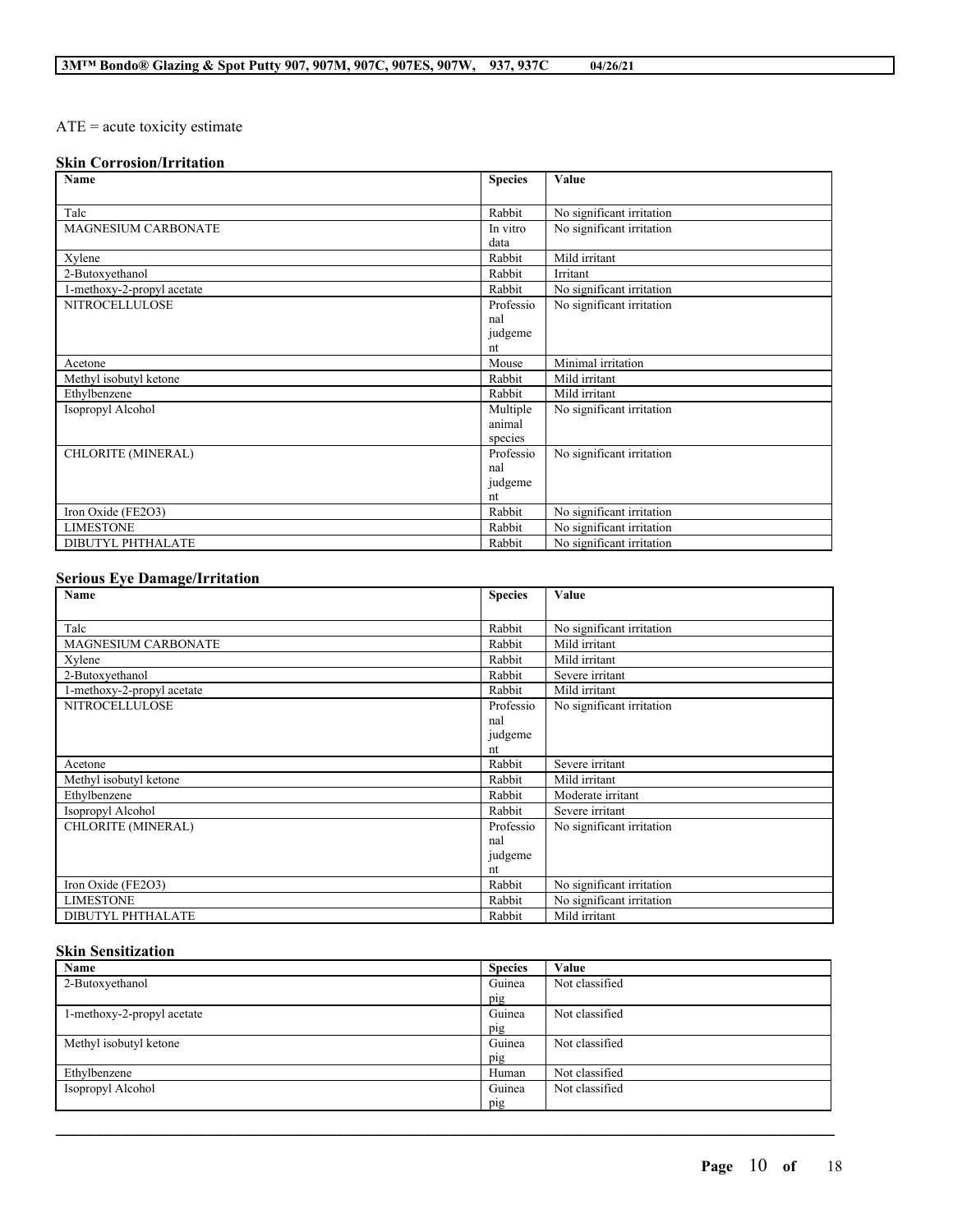ATE = acute toxicity estimate

### Skin Corrosion/Irritation

| Name | Species | Value |
|---|---|---|
| Talc | Rabbit | No significant irritation |
| MAGNESIUM CARBONATE | In vitro data | No significant irritation |
| Xylene | Rabbit | Mild irritant |
| 2-Butoxyethanol | Rabbit | Irritant |
| 1-methoxy-2-propyl acetate | Rabbit | No significant irritation |
| NITROCELLULOSE | Professional judgement | No significant irritation |
| Acetone | Mouse | Minimal irritation |
| Methyl isobutyl ketone | Rabbit | Mild irritant |
| Ethylbenzene | Rabbit | Mild irritant |
| Isopropyl Alcohol | Multiple animal species | No significant irritation |
| CHLORITE (MINERAL) | Professional judgement | No significant irritation |
| Iron Oxide (FE2O3) | Rabbit | No significant irritation |
| LIMESTONE | Rabbit | No significant irritation |
| DIBUTYL PHTHALATE | Rabbit | No significant irritation |

### Serious Eye Damage/Irritation

| Name | Species | Value |
|---|---|---|
| Talc | Rabbit | No significant irritation |
| MAGNESIUM CARBONATE | Rabbit | Mild irritant |
| Xylene | Rabbit | Mild irritant |
| 2-Butoxyethanol | Rabbit | Severe irritant |
| 1-methoxy-2-propyl acetate | Rabbit | Mild irritant |
| NITROCELLULOSE | Professional judgement | No significant irritation |
| Acetone | Rabbit | Severe irritant |
| Methyl isobutyl ketone | Rabbit | Mild irritant |
| Ethylbenzene | Rabbit | Moderate irritant |
| Isopropyl Alcohol | Rabbit | Severe irritant |
| CHLORITE (MINERAL) | Professional judgement | No significant irritation |
| Iron Oxide (FE2O3) | Rabbit | No significant irritation |
| LIMESTONE | Rabbit | No significant irritation |
| DIBUTYL PHTHALATE | Rabbit | Mild irritant |

### Skin Sensitization

| Name | Species | Value |
|---|---|---|
| 2-Butoxyethanol | Guinea pig | Not classified |
| 1-methoxy-2-propyl acetate | Guinea pig | Not classified |
| Methyl isobutyl ketone | Guinea pig | Not classified |
| Ethylbenzene | Human | Not classified |
| Isopropyl Alcohol | Guinea pig | Not classified |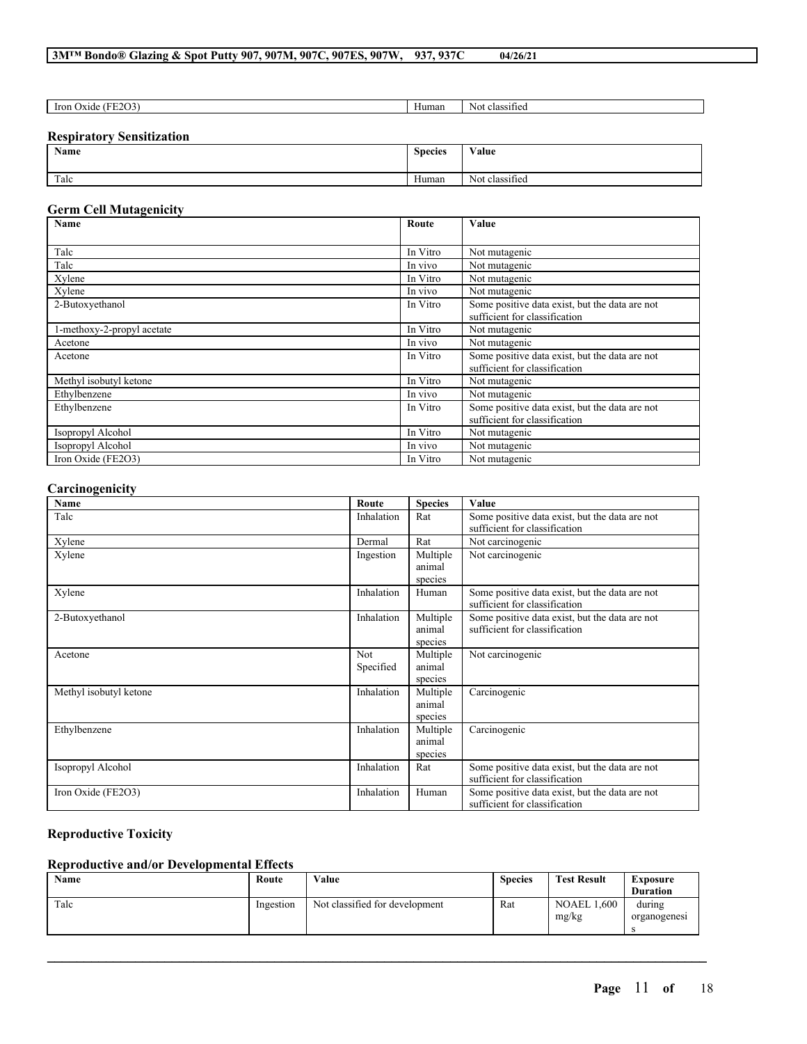| Iron Oxide (FE2O3) | Human | Not classified |
|---|---|---|

### Respiratory Sensitization

| Name | Species | Value |
|---|---|---|
| Talc | Human | Not classified |

### Germ Cell Mutagenicity

| Name | Route | Value |
|---|---|---|
| Talc | In Vitro | Not mutagenic |
| Talc | In vivo | Not mutagenic |
| Xylene | In Vitro | Not mutagenic |
| Xylene | In vivo | Not mutagenic |
| 2-Butoxyethanol | In Vitro | Some positive data exist, but the data are not sufficient for classification |
| 1-methoxy-2-propyl acetate | In Vitro | Not mutagenic |
| Acetone | In vivo | Not mutagenic |
| Acetone | In Vitro | Some positive data exist, but the data are not sufficient for classification |
| Methyl isobutyl ketone | In Vitro | Not mutagenic |
| Ethylbenzene | In vivo | Not mutagenic |
| Ethylbenzene | In Vitro | Some positive data exist, but the data are not sufficient for classification |
| Isopropyl Alcohol | In Vitro | Not mutagenic |
| Isopropyl Alcohol | In vivo | Not mutagenic |
| Iron Oxide (FE2O3) | In Vitro | Not mutagenic |

### Carcinogenicity

| Name | Route | Species | Value |
|---|---|---|---|
| Talc | Inhalation | Rat | Some positive data exist, but the data are not sufficient for classification |
| Xylene | Dermal | Rat | Not carcinogenic |
| Xylene | Ingestion | Multiple animal species | Not carcinogenic |
| Xylene | Inhalation | Human | Some positive data exist, but the data are not sufficient for classification |
| 2-Butoxyethanol | Inhalation | Multiple animal species | Some positive data exist, but the data are not sufficient for classification |
| Acetone | Not Specified | Multiple animal species | Not carcinogenic |
| Methyl isobutyl ketone | Inhalation | Multiple animal species | Carcinogenic |
| Ethylbenzene | Inhalation | Multiple animal species | Carcinogenic |
| Isopropyl Alcohol | Inhalation | Rat | Some positive data exist, but the data are not sufficient for classification |
| Iron Oxide (FE2O3) | Inhalation | Human | Some positive data exist, but the data are not sufficient for classification |

### Reproductive Toxicity

### Reproductive and/or Developmental Effects

| Name | Route | Value | Species | Test Result | Exposure Duration |
|---|---|---|---|---|---|
| Talc | Ingestion | Not classified for development | Rat | NOAEL 1,600 mg/kg | during organogenesis |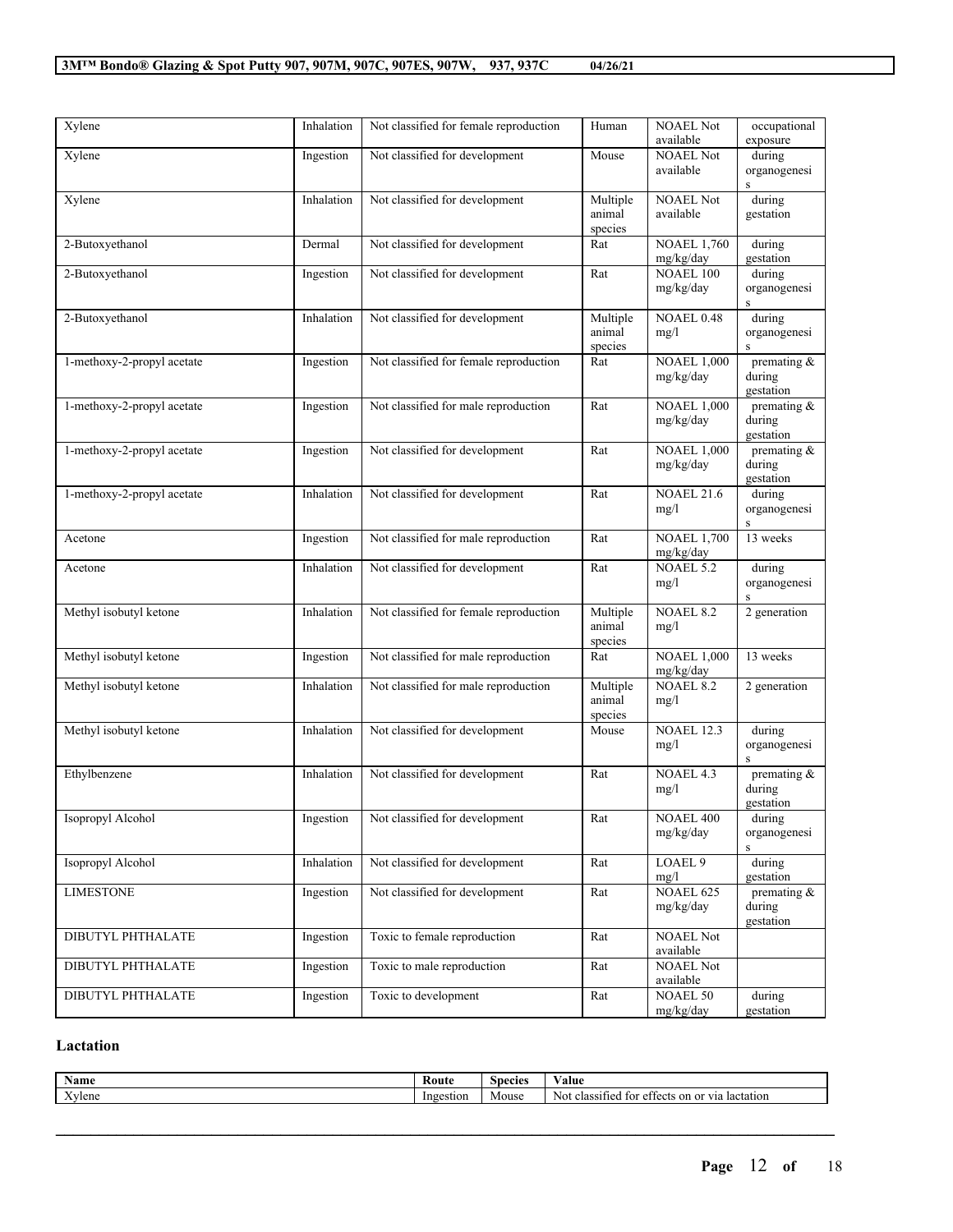| | | | | | |
|---|---|---|---|---|---|
| Xylene | Inhalation | Not classified for female reproduction | Human | NOAEL Not available | occupational exposure |
| Xylene | Ingestion | Not classified for development | Mouse | NOAEL Not available | during organogenesis |
| Xylene | Inhalation | Not classified for development | Multiple animal species | NOAEL Not available | during gestation |
| 2-Butoxyethanol | Dermal | Not classified for development | Rat | NOAEL 1,760 mg/kg/day | during gestation |
| 2-Butoxyethanol | Ingestion | Not classified for development | Rat | NOAEL 100 mg/kg/day | during organogenesis |
| 2-Butoxyethanol | Inhalation | Not classified for development | Multiple animal species | NOAEL 0.48 mg/l | during organogenesis |
| 1-methoxy-2-propyl acetate | Ingestion | Not classified for female reproduction | Rat | NOAEL 1,000 mg/kg/day | premating & during gestation |
| 1-methoxy-2-propyl acetate | Ingestion | Not classified for male reproduction | Rat | NOAEL 1,000 mg/kg/day | premating & during gestation |
| 1-methoxy-2-propyl acetate | Ingestion | Not classified for development | Rat | NOAEL 1,000 mg/kg/day | premating & during gestation |
| 1-methoxy-2-propyl acetate | Inhalation | Not classified for development | Rat | NOAEL 21.6 mg/l | during organogenesis |
| Acetone | Ingestion | Not classified for male reproduction | Rat | NOAEL 1,700 mg/kg/day | 13 weeks |
| Acetone | Inhalation | Not classified for development | Rat | NOAEL 5.2 mg/l | during organogenesis |
| Methyl isobutyl ketone | Inhalation | Not classified for female reproduction | Multiple animal species | NOAEL 8.2 mg/l | 2 generation |
| Methyl isobutyl ketone | Ingestion | Not classified for male reproduction | Rat | NOAEL 1,000 mg/kg/day | 13 weeks |
| Methyl isobutyl ketone | Inhalation | Not classified for male reproduction | Multiple animal species | NOAEL 8.2 mg/l | 2 generation |
| Methyl isobutyl ketone | Inhalation | Not classified for development | Mouse | NOAEL 12.3 mg/l | during organogenesis |
| Ethylbenzene | Inhalation | Not classified for development | Rat | NOAEL 4.3 mg/l | premating & during gestation |
| Isopropyl Alcohol | Ingestion | Not classified for development | Rat | NOAEL 400 mg/kg/day | during organogenesis |
| Isopropyl Alcohol | Inhalation | Not classified for development | Rat | LOAEL 9 mg/l | during gestation |
| LIMESTONE | Ingestion | Not classified for development | Rat | NOAEL 625 mg/kg/day | premating & during gestation |
| DIBUTYL PHTHALATE | Ingestion | Toxic to female reproduction | Rat | NOAEL Not available | |
| DIBUTYL PHTHALATE | Ingestion | Toxic to male reproduction | Rat | NOAEL Not available | |
| DIBUTYL PHTHALATE | Ingestion | Toxic to development | Rat | NOAEL 50 mg/kg/day | during gestation |

### Lactation

| Name | Route | Species | Value |
|---|---|---|---|
| Xylene | Ingestion | Mouse | Not classified for effects on or via lactation |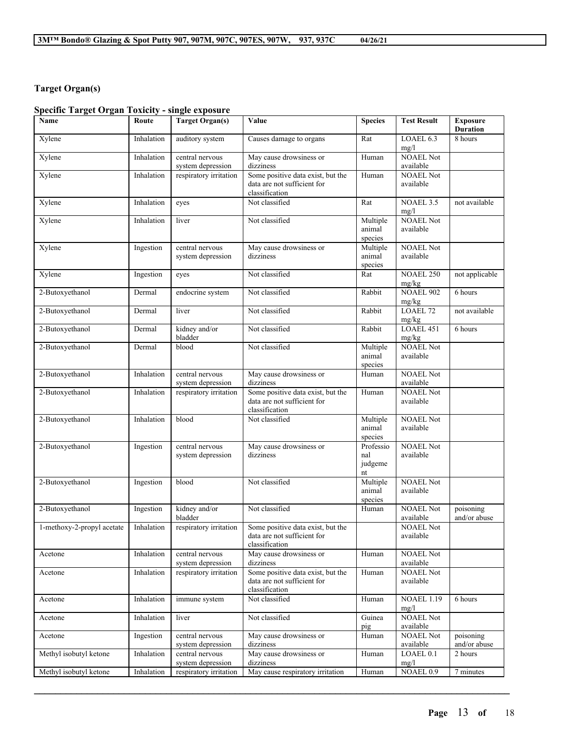### Target Organ(s)

#### Specific Target Organ Toxicity - single exposure

| Name | Route | Target Organ(s) | Value | Species | Test Result | Exposure Duration |
|---|---|---|---|---|---|---|
| Xylene | Inhalation | auditory system | Causes damage to organs | Rat | LOAEL 6.3 mg/l | 8 hours |
| Xylene | Inhalation | central nervous system depression | May cause drowsiness or dizziness | Human | NOAEL Not available | |
| Xylene | Inhalation | respiratory irritation | Some positive data exist, but the data are not sufficient for classification | Human | NOAEL Not available | |
| Xylene | Inhalation | eyes | Not classified | Rat | NOAEL 3.5 mg/l | not available |
| Xylene | Inhalation | liver | Not classified | Multiple animal species | NOAEL Not available | |
| Xylene | Ingestion | central nervous system depression | May cause drowsiness or dizziness | Multiple animal species | NOAEL Not available | |
| Xylene | Ingestion | eyes | Not classified | Rat | NOAEL 250 mg/kg | not applicable |
| 2-Butoxyethanol | Dermal | endocrine system | Not classified | Rabbit | NOAEL 902 mg/kg | 6 hours |
| 2-Butoxyethanol | Dermal | liver | Not classified | Rabbit | LOAEL 72 mg/kg | not available |
| 2-Butoxyethanol | Dermal | kidney and/or bladder | Not classified | Rabbit | LOAEL 451 mg/kg | 6 hours |
| 2-Butoxyethanol | Dermal | blood | Not classified | Multiple animal species | NOAEL Not available | |
| 2-Butoxyethanol | Inhalation | central nervous system depression | May cause drowsiness or dizziness | Human | NOAEL Not available | |
| 2-Butoxyethanol | Inhalation | respiratory irritation | Some positive data exist, but the data are not sufficient for classification | Human | NOAEL Not available | |
| 2-Butoxyethanol | Inhalation | blood | Not classified | Multiple animal species | NOAEL Not available | |
| 2-Butoxyethanol | Ingestion | central nervous system depression | May cause drowsiness or dizziness | Professional judgement | NOAEL Not available | |
| 2-Butoxyethanol | Ingestion | blood | Not classified | Multiple animal species | NOAEL Not available | |
| 2-Butoxyethanol | Ingestion | kidney and/or bladder | Not classified | Human | NOAEL Not available | poisoning and/or abuse |
| 1-methoxy-2-propyl acetate | Inhalation | respiratory irritation | Some positive data exist, but the data are not sufficient for classification | | NOAEL Not available | |
| Acetone | Inhalation | central nervous system depression | May cause drowsiness or dizziness | Human | NOAEL Not available | |
| Acetone | Inhalation | respiratory irritation | Some positive data exist, but the data are not sufficient for classification | Human | NOAEL Not available | |
| Acetone | Inhalation | immune system | Not classified | Human | NOAEL 1.19 mg/l | 6 hours |
| Acetone | Inhalation | liver | Not classified | Guinea pig | NOAEL Not available | |
| Acetone | Ingestion | central nervous system depression | May cause drowsiness or dizziness | Human | NOAEL Not available | poisoning and/or abuse |
| Methyl isobutyl ketone | Inhalation | central nervous system depression | May cause drowsiness or dizziness | Human | LOAEL 0.1 mg/l | 2 hours |
| Methyl isobutyl ketone | Inhalation | respiratory irritation | May cause respiratory irritation | Human | NOAEL 0.9 | 7 minutes |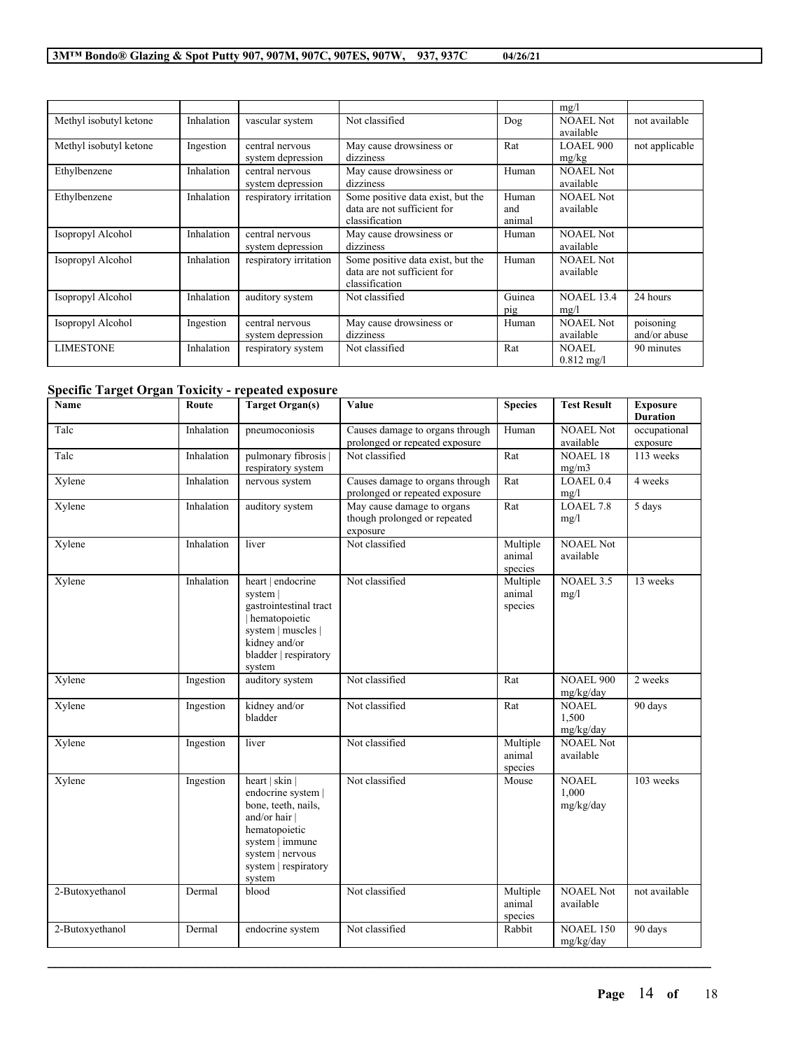| | | | | | mg/l | |
|---|---|---|---|---|---|---|
| Methyl isobutyl ketone | Inhalation | vascular system | Not classified | Dog | NOAEL Not available | not available |
| Methyl isobutyl ketone | Ingestion | central nervous system depression | May cause drowsiness or dizziness | Rat | LOAEL 900 mg/kg | not applicable |
| Ethylbenzene | Inhalation | central nervous system depression | May cause drowsiness or dizziness | Human | NOAEL Not available | |
| Ethylbenzene | Inhalation | respiratory irritation | Some positive data exist, but the data are not sufficient for classification | Human and animal | NOAEL Not available | |
| Isopropyl Alcohol | Inhalation | central nervous system depression | May cause drowsiness or dizziness | Human | NOAEL Not available | |
| Isopropyl Alcohol | Inhalation | respiratory irritation | Some positive data exist, but the data are not sufficient for classification | Human | NOAEL Not available | |
| Isopropyl Alcohol | Inhalation | auditory system | Not classified | Guinea pig | NOAEL 13.4 mg/l | 24 hours |
| Isopropyl Alcohol | Ingestion | central nervous system depression | May cause drowsiness or dizziness | Human | NOAEL Not available | poisoning and/or abuse |
| LIMESTONE | Inhalation | respiratory system | Not classified | Rat | NOAEL 0.812 mg/l | 90 minutes |

### Specific Target Organ Toxicity - repeated exposure

| Name | Route | Target Organ(s) | Value | Species | Test Result | Exposure Duration |
|---|---|---|---|---|---|---|
| Talc | Inhalation | pneumoconiosis | Causes damage to organs through prolonged or repeated exposure | Human | NOAEL Not available | occupational exposure |
| Talc | Inhalation | pulmonary fibrosis \| respiratory system | Not classified | Rat | NOAEL 18 mg/m3 | 113 weeks |
| Xylene | Inhalation | nervous system | Causes damage to organs through prolonged or repeated exposure | Rat | LOAEL 0.4 mg/l | 4 weeks |
| Xylene | Inhalation | auditory system | May cause damage to organs though prolonged or repeated exposure | Rat | LOAEL 7.8 mg/l | 5 days |
| Xylene | Inhalation | liver | Not classified | Multiple animal species | NOAEL Not available | |
| Xylene | Inhalation | heart \| endocrine system \| gastrointestinal tract \| hematopoietic system \| muscles \| kidney and/or bladder \| respiratory system | Not classified | Multiple animal species | NOAEL 3.5 mg/l | 13 weeks |
| Xylene | Ingestion | auditory system | Not classified | Rat | NOAEL 900 mg/kg/day | 2 weeks |
| Xylene | Ingestion | kidney and/or bladder | Not classified | Rat | NOAEL 1,500 mg/kg/day | 90 days |
| Xylene | Ingestion | liver | Not classified | Multiple animal species | NOAEL Not available | |
| Xylene | Ingestion | heart \| skin \| endocrine system \| bone, teeth, nails, and/or hair \| hematopoietic system \| immune system \| nervous system \| respiratory system | Not classified | Mouse | NOAEL 1,000 mg/kg/day | 103 weeks |
| 2-Butoxyethanol | Dermal | blood | Not classified | Multiple animal species | NOAEL Not available | not available |
| 2-Butoxyethanol | Dermal | endocrine system | Not classified | Rabbit | NOAEL 150 mg/kg/day | 90 days |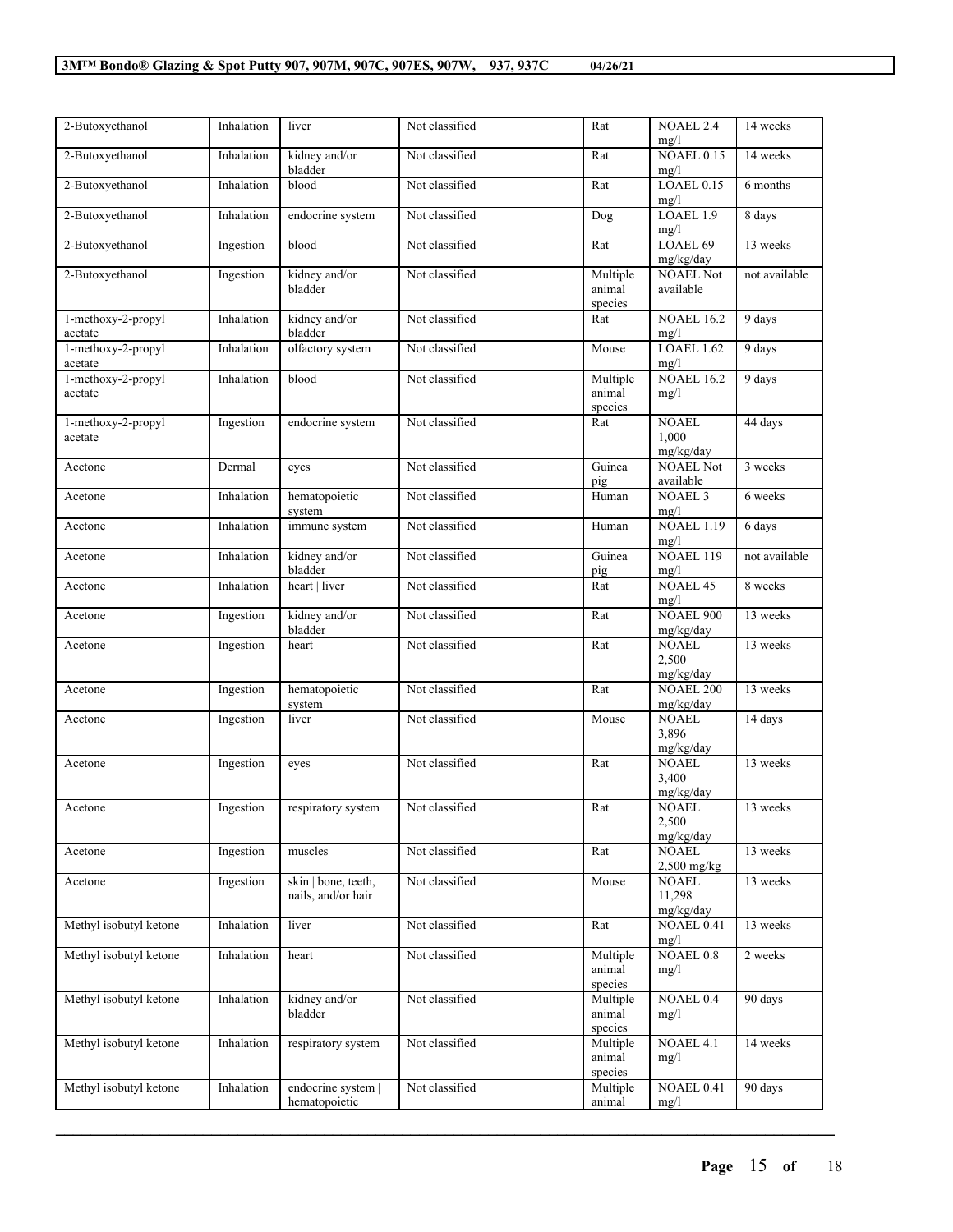| 2-Butoxyethanol | Inhalation | liver | Not classified | Rat | NOAEL 2.4 mg/l | 14 weeks |
|---|---|---|---|---|---|---|
| 2-Butoxyethanol | Inhalation | kidney and/or bladder | Not classified | Rat | NOAEL 0.15 mg/l | 14 weeks |
| 2-Butoxyethanol | Inhalation | blood | Not classified | Rat | LOAEL 0.15 mg/l | 6 months |
| 2-Butoxyethanol | Inhalation | endocrine system | Not classified | Dog | LOAEL 1.9 mg/l | 8 days |
| 2-Butoxyethanol | Ingestion | blood | Not classified | Rat | LOAEL 69 mg/kg/day | 13 weeks |
| 2-Butoxyethanol | Ingestion | kidney and/or bladder | Not classified | Multiple animal species | NOAEL Not available | not available |
| 1-methoxy-2-propyl acetate | Inhalation | kidney and/or bladder | Not classified | Rat | NOAEL 16.2 mg/l | 9 days |
| 1-methoxy-2-propyl acetate | Inhalation | olfactory system | Not classified | Mouse | LOAEL 1.62 mg/l | 9 days |
| 1-methoxy-2-propyl acetate | Inhalation | blood | Not classified | Multiple animal species | NOAEL 16.2 mg/l | 9 days |
| 1-methoxy-2-propyl acetate | Ingestion | endocrine system | Not classified | Rat | NOAEL 1,000 mg/kg/day | 44 days |
| Acetone | Dermal | eyes | Not classified | Guinea pig | NOAEL Not available | 3 weeks |
| Acetone | Inhalation | hematopoietic system | Not classified | Human | NOAEL 3 mg/l | 6 weeks |
| Acetone | Inhalation | immune system | Not classified | Human | NOAEL 1.19 mg/l | 6 days |
| Acetone | Inhalation | kidney and/or bladder | Not classified | Guinea pig | NOAEL 119 mg/l | not available |
| Acetone | Inhalation | heart \| liver | Not classified | Rat | NOAEL 45 mg/l | 8 weeks |
| Acetone | Ingestion | kidney and/or bladder | Not classified | Rat | NOAEL 900 mg/kg/day | 13 weeks |
| Acetone | Ingestion | heart | Not classified | Rat | NOAEL 2,500 mg/kg/day | 13 weeks |
| Acetone | Ingestion | hematopoietic system | Not classified | Rat | NOAEL 200 mg/kg/day | 13 weeks |
| Acetone | Ingestion | liver | Not classified | Mouse | NOAEL 3,896 mg/kg/day | 14 days |
| Acetone | Ingestion | eyes | Not classified | Rat | NOAEL 3,400 mg/kg/day | 13 weeks |
| Acetone | Ingestion | respiratory system | Not classified | Rat | NOAEL 2,500 mg/kg/day | 13 weeks |
| Acetone | Ingestion | muscles | Not classified | Rat | NOAEL 2,500 mg/kg | 13 weeks |
| Acetone | Ingestion | skin \| bone, teeth, nails, and/or hair | Not classified | Mouse | NOAEL 11,298 mg/kg/day | 13 weeks |
| Methyl isobutyl ketone | Inhalation | liver | Not classified | Rat | NOAEL 0.41 mg/l | 13 weeks |
| Methyl isobutyl ketone | Inhalation | heart | Not classified | Multiple animal species | NOAEL 0.8 mg/l | 2 weeks |
| Methyl isobutyl ketone | Inhalation | kidney and/or bladder | Not classified | Multiple animal species | NOAEL 0.4 mg/l | 90 days |
| Methyl isobutyl ketone | Inhalation | respiratory system | Not classified | Multiple animal species | NOAEL 4.1 mg/l | 14 weeks |
| Methyl isobutyl ketone | Inhalation | endocrine system \| hematopoietic | Not classified | Multiple animal | NOAEL 0.41 mg/l | 90 days |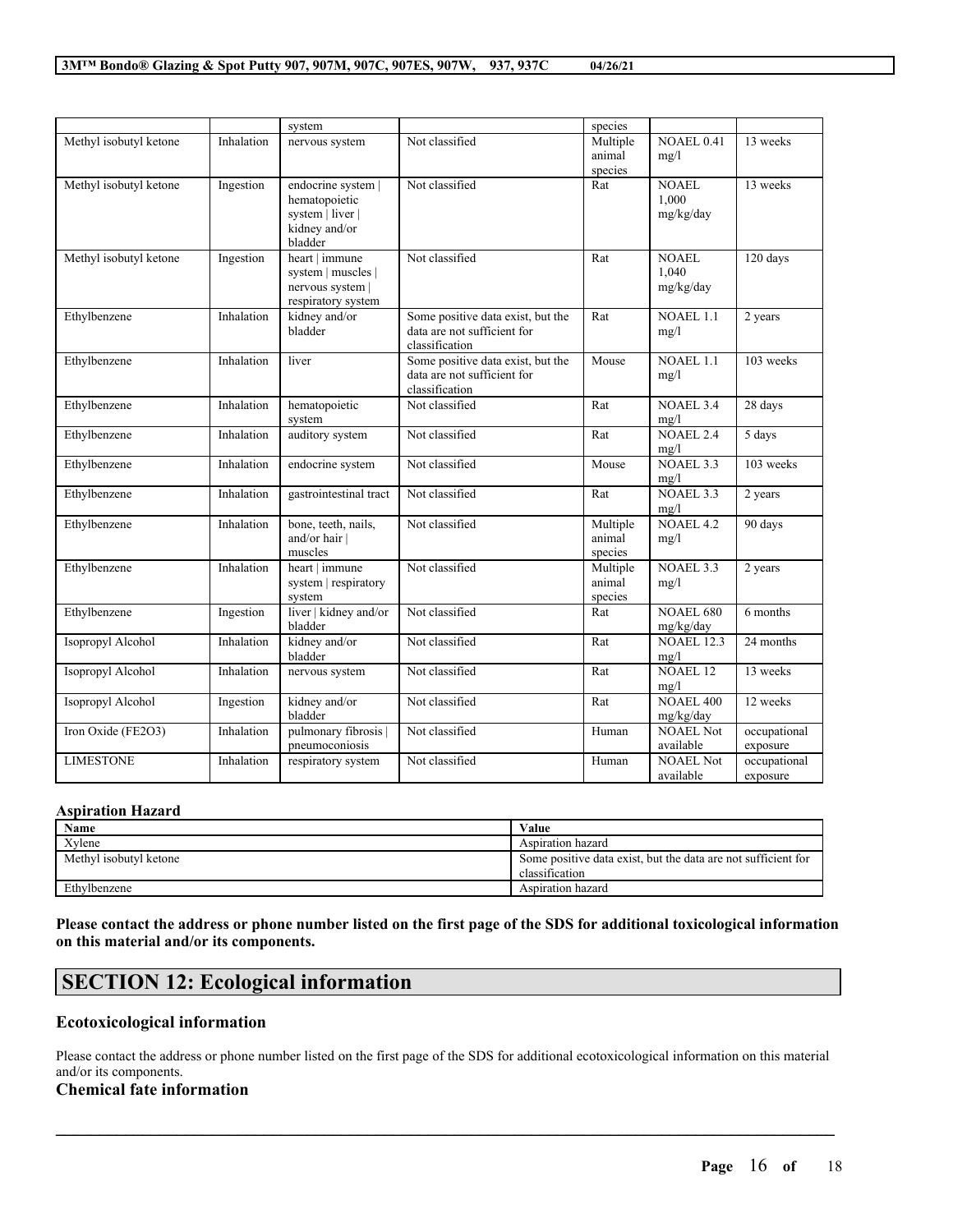| | | system | | species | | |
|---|---|---|---|---|---|---|
| Methyl isobutyl ketone | Inhalation | nervous system | Not classified | Multiple animal species | NOAEL 0.41 mg/l | 13 weeks |
| Methyl isobutyl ketone | Ingestion | endocrine system \| hematopoietic system \| liver \| kidney and/or bladder | Not classified | Rat | NOAEL 1,000 mg/kg/day | 13 weeks |
| Methyl isobutyl ketone | Ingestion | heart \| immune system \| muscles \| nervous system \| respiratory system | Not classified | Rat | NOAEL 1,040 mg/kg/day | 120 days |
| Ethylbenzene | Inhalation | kidney and/or bladder | Some positive data exist, but the data are not sufficient for classification | Rat | NOAEL 1.1 mg/l | 2 years |
| Ethylbenzene | Inhalation | liver | Some positive data exist, but the data are not sufficient for classification | Mouse | NOAEL 1.1 mg/l | 103 weeks |
| Ethylbenzene | Inhalation | hematopoietic system | Not classified | Rat | NOAEL 3.4 mg/l | 28 days |
| Ethylbenzene | Inhalation | auditory system | Not classified | Rat | NOAEL 2.4 mg/l | 5 days |
| Ethylbenzene | Inhalation | endocrine system | Not classified | Mouse | NOAEL 3.3 mg/l | 103 weeks |
| Ethylbenzene | Inhalation | gastrointestinal tract | Not classified | Rat | NOAEL 3.3 mg/l | 2 years |
| Ethylbenzene | Inhalation | bone, teeth, nails, and/or hair \| muscles | Not classified | Multiple animal species | NOAEL 4.2 mg/l | 90 days |
| Ethylbenzene | Inhalation | heart \| immune system \| respiratory system | Not classified | Multiple animal species | NOAEL 3.3 mg/l | 2 years |
| Ethylbenzene | Ingestion | liver \| kidney and/or bladder | Not classified | Rat | NOAEL 680 mg/kg/day | 6 months |
| Isopropyl Alcohol | Inhalation | kidney and/or bladder | Not classified | Rat | NOAEL 12.3 mg/l | 24 months |
| Isopropyl Alcohol | Inhalation | nervous system | Not classified | Rat | NOAEL 12 mg/l | 13 weeks |
| Isopropyl Alcohol | Ingestion | kidney and/or bladder | Not classified | Rat | NOAEL 400 mg/kg/day | 12 weeks |
| Iron Oxide (FE2O3) | Inhalation | pulmonary fibrosis \| pneumoconiosis | Not classified | Human | NOAEL Not available | occupational exposure |
| LIMESTONE | Inhalation | respiratory system | Not classified | Human | NOAEL Not available | occupational exposure |

**Aspiration Hazard**

| Name | Value |
|---|---|
| Xylene | Aspiration hazard |
| Methyl isobutyl ketone | Some positive data exist, but the data are not sufficient for classification |
| Ethylbenzene | Aspiration hazard |

**Please contact the address or phone number listed on the first page of the SDS for additional toxicological information on this material and/or its components.**

## SECTION 12: Ecological information

### Ecotoxicological information

Please contact the address or phone number listed on the first page of the SDS for additional ecotoxicological information on this material and/or its components.

### Chemical fate information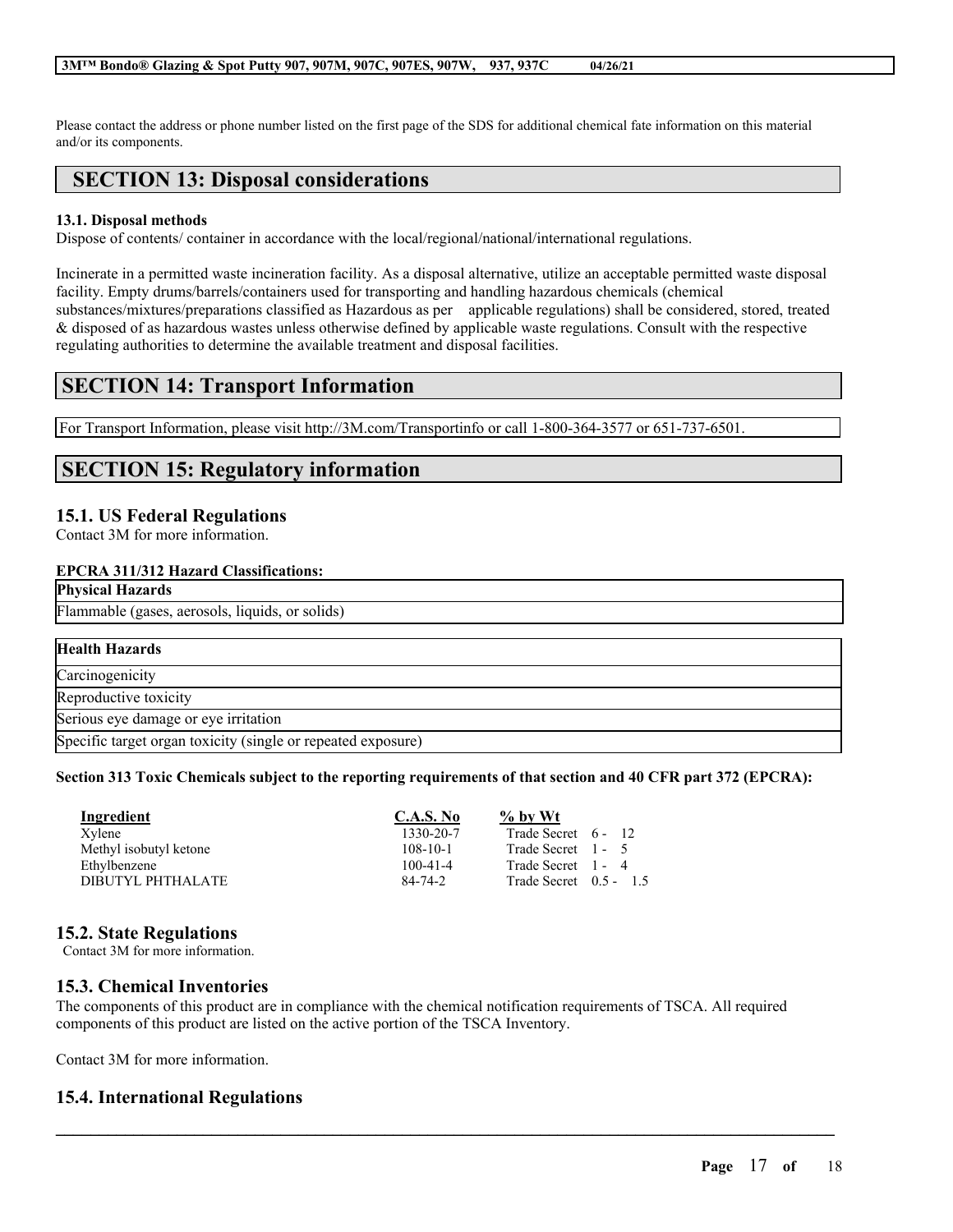Please contact the address or phone number listed on the first page of the SDS for additional chemical fate information on this material and/or its components.

## SECTION 13: Disposal considerations

**13.1. Disposal methods**

Dispose of contents/ container in accordance with the local/regional/national/international regulations.

Incinerate in a permitted waste incineration facility. As a disposal alternative, utilize an acceptable permitted waste disposal facility. Empty drums/barrels/containers used for transporting and handling hazardous chemicals (chemical substances/mixtures/preparations classified as Hazardous as per applicable regulations) shall be considered, stored, treated & disposed of as hazardous wastes unless otherwise defined by applicable waste regulations. Consult with the respective regulating authorities to determine the available treatment and disposal facilities.

## SECTION 14: Transport Information

For Transport Information, please visit http://3M.com/Transportinfo or call 1-800-364-3577 or 651-737-6501.

## SECTION 15: Regulatory information

### 15.1. US Federal Regulations

Contact 3M for more information.

**EPCRA 311/312 Hazard Classifications:**

| **Physical Hazards** |
|---|
| Flammable (gases, aerosols, liquids, or solids) |

| **Health Hazards** |
|---|
| Carcinogenicity |
| Reproductive toxicity |
| Serious eye damage or eye irritation |
| Specific target organ toxicity (single or repeated exposure) |

**Section 313 Toxic Chemicals subject to the reporting requirements of that section and 40 CFR part 372 (EPCRA):**

| Ingredient | C.A.S. No | % by Wt |
|---|---|---|
| Xylene | 1330-20-7 | Trade Secret 6 - 12 |
| Methyl isobutyl ketone | 108-10-1 | Trade Secret 1 - 5 |
| Ethylbenzene | 100-41-4 | Trade Secret 1 - 4 |
| DIBUTYL PHTHALATE | 84-74-2 | Trade Secret 0.5 - 1.5 |

### 15.2. State Regulations

Contact 3M for more information.

### 15.3. Chemical Inventories

The components of this product are in compliance with the chemical notification requirements of TSCA. All required components of this product are listed on the active portion of the TSCA Inventory.

Contact 3M for more information.

### 15.4. International Regulations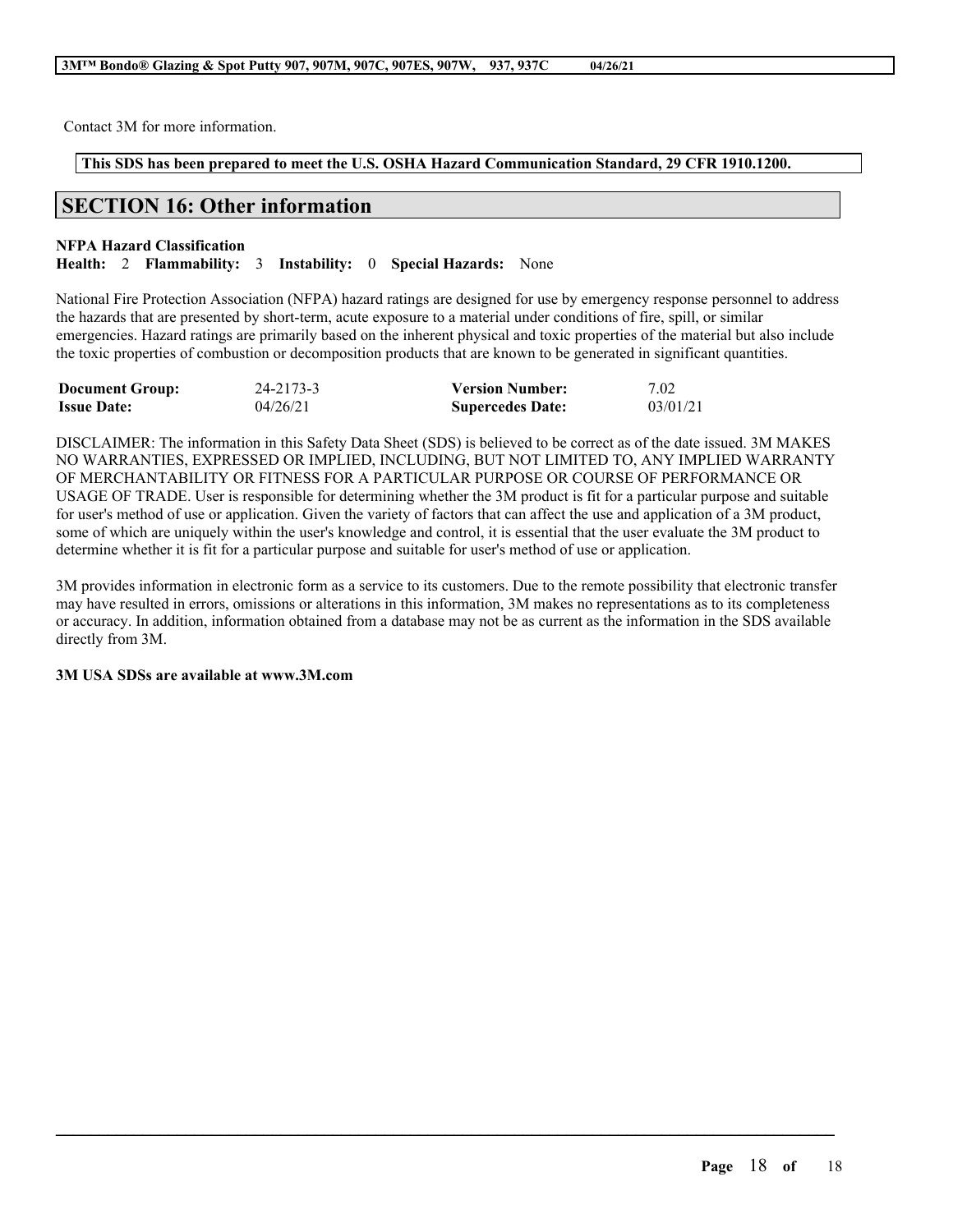Contact 3M for more information.

**This SDS has been prepared to meet the U.S. OSHA Hazard Communication Standard, 29 CFR 1910.1200.**

## SECTION 16: Other information

**NFPA Hazard Classification**
**Health:** 2 **Flammability:** 3 **Instability:** 0 **Special Hazards:** None

National Fire Protection Association (NFPA) hazard ratings are designed for use by emergency response personnel to address the hazards that are presented by short-term, acute exposure to a material under conditions of fire, spill, or similar emergencies. Hazard ratings are primarily based on the inherent physical and toxic properties of the material but also include the toxic properties of combustion or decomposition products that are known to be generated in significant quantities.

| | | | |
|---|---|---|---|
| **Document Group:** | 24-2173-3 | **Version Number:** | 7.02 |
| **Issue Date:** | 04/26/21 | **Supercedes Date:** | 03/01/21 |

DISCLAIMER: The information in this Safety Data Sheet (SDS) is believed to be correct as of the date issued. 3M MAKES NO WARRANTIES, EXPRESSED OR IMPLIED, INCLUDING, BUT NOT LIMITED TO, ANY IMPLIED WARRANTY OF MERCHANTABILITY OR FITNESS FOR A PARTICULAR PURPOSE OR COURSE OF PERFORMANCE OR USAGE OF TRADE. User is responsible for determining whether the 3M product is fit for a particular purpose and suitable for user's method of use or application. Given the variety of factors that can affect the use and application of a 3M product, some of which are uniquely within the user's knowledge and control, it is essential that the user evaluate the 3M product to determine whether it is fit for a particular purpose and suitable for user's method of use or application.

3M provides information in electronic form as a service to its customers. Due to the remote possibility that electronic transfer may have resulted in errors, omissions or alterations in this information, 3M makes no representations as to its completeness or accuracy. In addition, information obtained from a database may not be as current as the information in the SDS available directly from 3M.

**3M USA SDSs are available at www.3M.com**